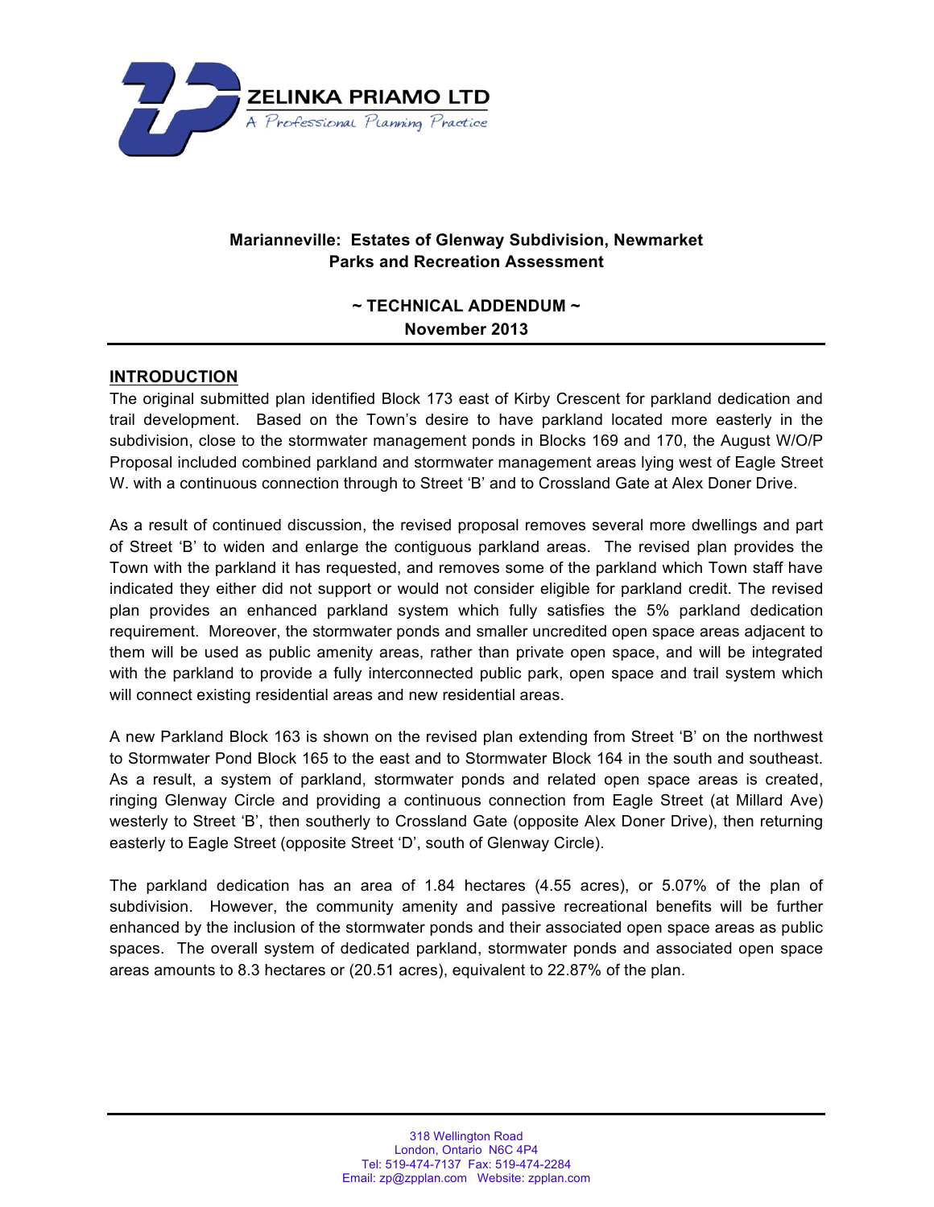ZELINKA PRIAMO LTD

A Professional Planning Practice

**Marianneville: Estates of Glenway Subdivision, Newmarket**
**Parks and Recreation Assessment**

**~ TECHNICAL ADDENDUM ~**
**November 2013**

## INTRODUCTION

The original submitted plan identified Block 173 east of Kirby Crescent for parkland dedication and trail development. Based on the Town's desire to have parkland located more easterly in the subdivision, close to the stormwater management ponds in Blocks 169 and 170, the August W/O/P Proposal included combined parkland and stormwater management areas lying west of Eagle Street W. with a continuous connection through to Street 'B' and to Crossland Gate at Alex Doner Drive.

As a result of continued discussion, the revised proposal removes several more dwellings and part of Street 'B' to widen and enlarge the contiguous parkland areas. The revised plan provides the Town with the parkland it has requested, and removes some of the parkland which Town staff have indicated they either did not support or would not consider eligible for parkland credit. The revised plan provides an enhanced parkland system which fully satisfies the 5% parkland dedication requirement. Moreover, the stormwater ponds and smaller uncredited open space areas adjacent to them will be used as public amenity areas, rather than private open space, and will be integrated with the parkland to provide a fully interconnected public park, open space and trail system which will connect existing residential areas and new residential areas.

A new Parkland Block 163 is shown on the revised plan extending from Street 'B' on the northwest to Stormwater Pond Block 165 to the east and to Stormwater Block 164 in the south and southeast. As a result, a system of parkland, stormwater ponds and related open space areas is created, ringing Glenway Circle and providing a continuous connection from Eagle Street (at Millard Ave) westerly to Street 'B', then southerly to Crossland Gate (opposite Alex Doner Drive), then returning easterly to Eagle Street (opposite Street 'D', south of Glenway Circle).

The parkland dedication has an area of 1.84 hectares (4.55 acres), or 5.07% of the plan of subdivision. However, the community amenity and passive recreational benefits will be further enhanced by the inclusion of the stormwater ponds and their associated open space areas as public spaces. The overall system of dedicated parkland, stormwater ponds and associated open space areas amounts to 8.3 hectares or (20.51 acres), equivalent to 22.87% of the plan.

318 Wellington Road
London, Ontario N6C 4P4
Tel: 519-474-7137 Fax: 519-474-2284
Email: zp@zpplan.com Website: zpplan.com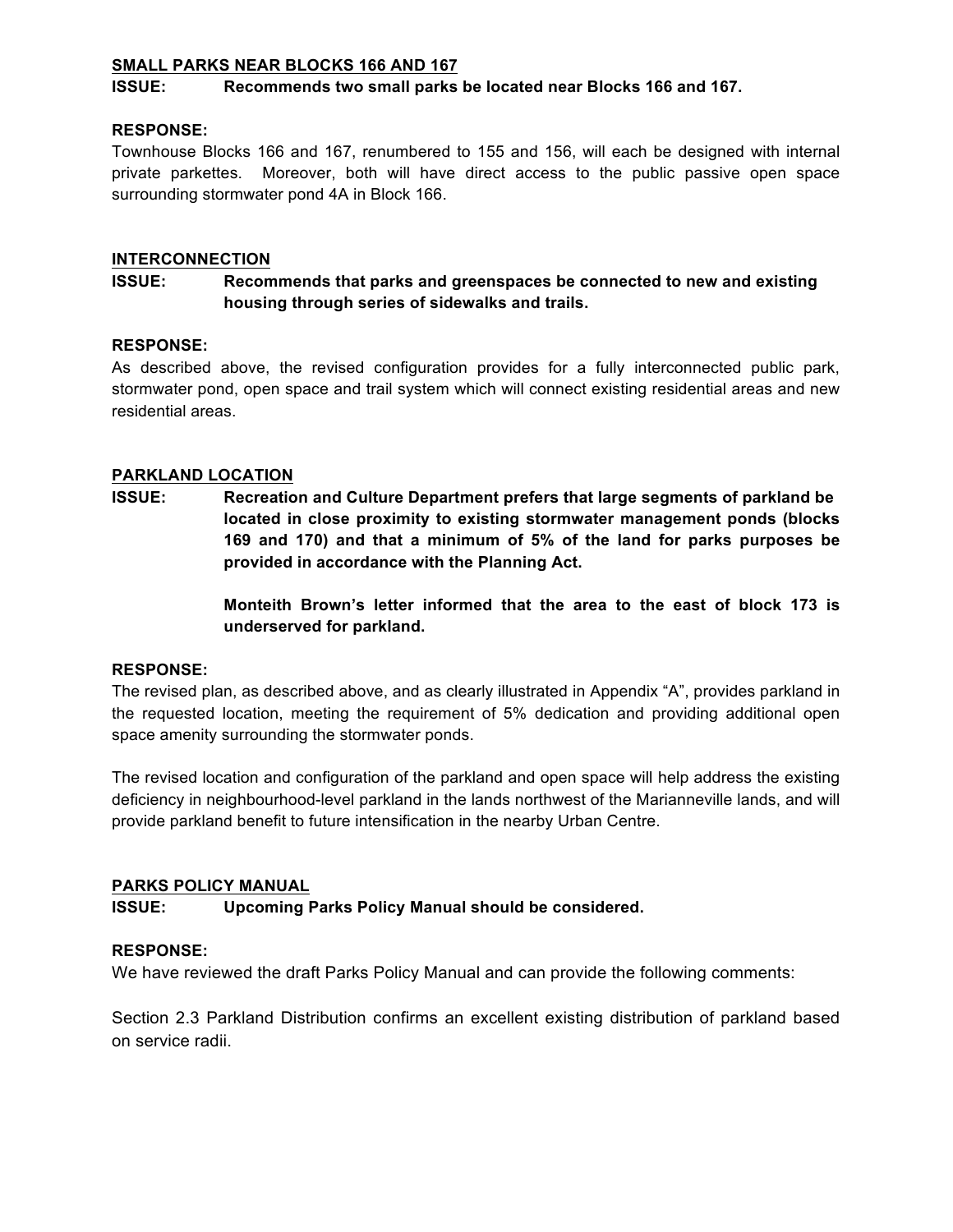**SMALL PARKS NEAR BLOCKS 166 AND 167**

**ISSUE: Recommends two small parks be located near Blocks 166 and 167.**

**RESPONSE:**

Townhouse Blocks 166 and 167, renumbered to 155 and 156, will each be designed with internal private parkettes. Moreover, both will have direct access to the public passive open space surrounding stormwater pond 4A in Block 166.

**INTERCONNECTION**

**ISSUE: Recommends that parks and greenspaces be connected to new and existing housing through series of sidewalks and trails.**

**RESPONSE:**

As described above, the revised configuration provides for a fully interconnected public park, stormwater pond, open space and trail system which will connect existing residential areas and new residential areas.

**PARKLAND LOCATION**

**ISSUE: Recreation and Culture Department prefers that large segments of parkland be located in close proximity to existing stormwater management ponds (blocks 169 and 170) and that a minimum of 5% of the land for parks purposes be provided in accordance with the Planning Act.**

**Monteith Brown's letter informed that the area to the east of block 173 is underserved for parkland.**

**RESPONSE:**

The revised plan, as described above, and as clearly illustrated in Appendix "A", provides parkland in the requested location, meeting the requirement of 5% dedication and providing additional open space amenity surrounding the stormwater ponds.

The revised location and configuration of the parkland and open space will help address the existing deficiency in neighbourhood-level parkland in the lands northwest of the Marianneville lands, and will provide parkland benefit to future intensification in the nearby Urban Centre.

**PARKS POLICY MANUAL**

**ISSUE: Upcoming Parks Policy Manual should be considered.**

**RESPONSE:**

We have reviewed the draft Parks Policy Manual and can provide the following comments:

Section 2.3 Parkland Distribution confirms an excellent existing distribution of parkland based on service radii.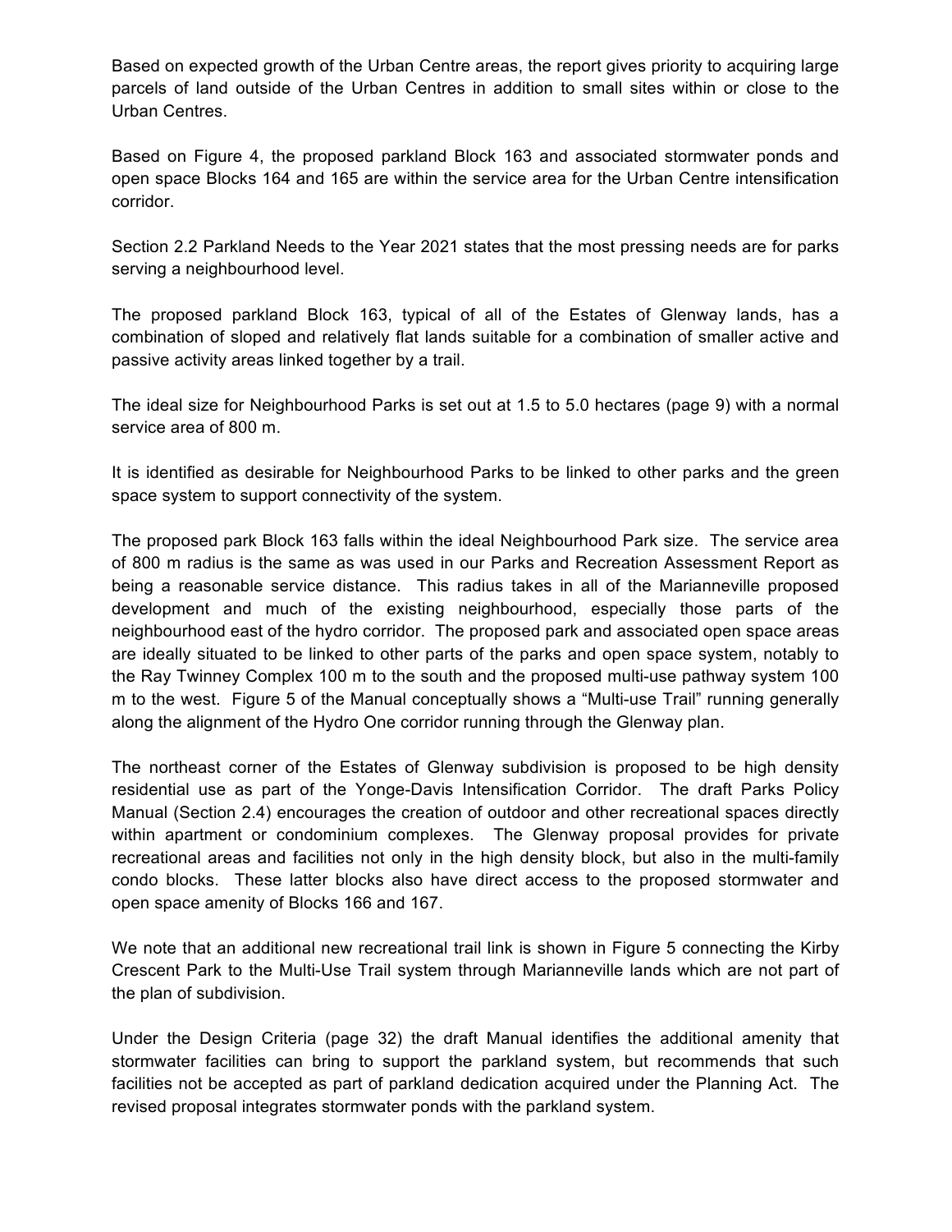Based on expected growth of the Urban Centre areas, the report gives priority to acquiring large parcels of land outside of the Urban Centres in addition to small sites within or close to the Urban Centres.

Based on Figure 4, the proposed parkland Block 163 and associated stormwater ponds and open space Blocks 164 and 165 are within the service area for the Urban Centre intensification corridor.

Section 2.2 Parkland Needs to the Year 2021 states that the most pressing needs are for parks serving a neighbourhood level.

The proposed parkland Block 163, typical of all of the Estates of Glenway lands, has a combination of sloped and relatively flat lands suitable for a combination of smaller active and passive activity areas linked together by a trail.

The ideal size for Neighbourhood Parks is set out at 1.5 to 5.0 hectares (page 9) with a normal service area of 800 m.

It is identified as desirable for Neighbourhood Parks to be linked to other parks and the green space system to support connectivity of the system.

The proposed park Block 163 falls within the ideal Neighbourhood Park size. The service area of 800 m radius is the same as was used in our Parks and Recreation Assessment Report as being a reasonable service distance. This radius takes in all of the Marianneville proposed development and much of the existing neighbourhood, especially those parts of the neighbourhood east of the hydro corridor. The proposed park and associated open space areas are ideally situated to be linked to other parts of the parks and open space system, notably to the Ray Twinney Complex 100 m to the south and the proposed multi-use pathway system 100 m to the west. Figure 5 of the Manual conceptually shows a "Multi-use Trail" running generally along the alignment of the Hydro One corridor running through the Glenway plan.

The northeast corner of the Estates of Glenway subdivision is proposed to be high density residential use as part of the Yonge-Davis Intensification Corridor. The draft Parks Policy Manual (Section 2.4) encourages the creation of outdoor and other recreational spaces directly within apartment or condominium complexes. The Glenway proposal provides for private recreational areas and facilities not only in the high density block, but also in the multi-family condo blocks. These latter blocks also have direct access to the proposed stormwater and open space amenity of Blocks 166 and 167.

We note that an additional new recreational trail link is shown in Figure 5 connecting the Kirby Crescent Park to the Multi-Use Trail system through Marianneville lands which are not part of the plan of subdivision.

Under the Design Criteria (page 32) the draft Manual identifies the additional amenity that stormwater facilities can bring to support the parkland system, but recommends that such facilities not be accepted as part of parkland dedication acquired under the Planning Act. The revised proposal integrates stormwater ponds with the parkland system.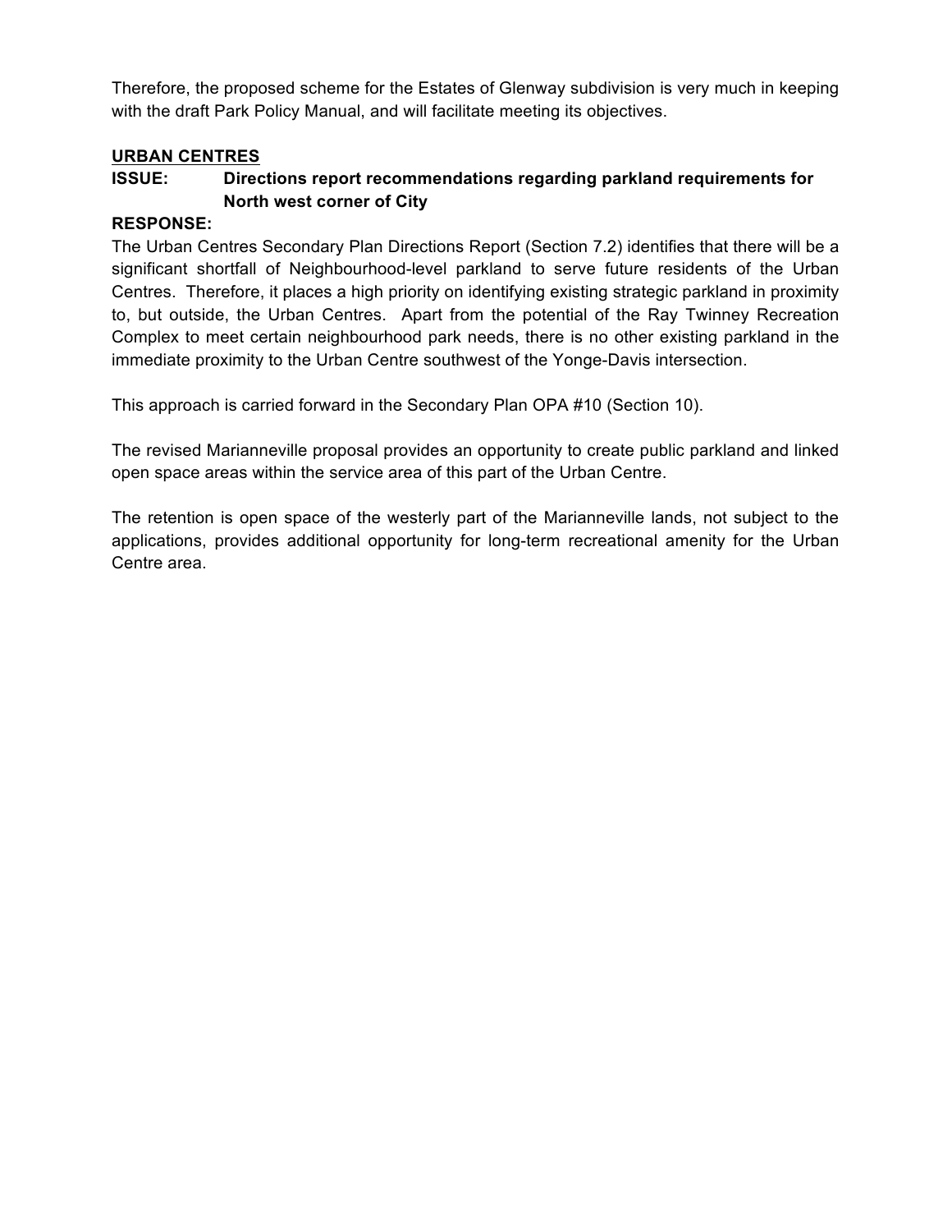Therefore, the proposed scheme for the Estates of Glenway subdivision is very much in keeping with the draft Park Policy Manual, and will facilitate meeting its objectives.

**URBAN CENTRES**

**ISSUE: Directions report recommendations regarding parkland requirements for North west corner of City**

**RESPONSE:**

The Urban Centres Secondary Plan Directions Report (Section 7.2) identifies that there will be a significant shortfall of Neighbourhood-level parkland to serve future residents of the Urban Centres. Therefore, it places a high priority on identifying existing strategic parkland in proximity to, but outside, the Urban Centres. Apart from the potential of the Ray Twinney Recreation Complex to meet certain neighbourhood park needs, there is no other existing parkland in the immediate proximity to the Urban Centre southwest of the Yonge-Davis intersection.

This approach is carried forward in the Secondary Plan OPA #10 (Section 10).

The revised Marianneville proposal provides an opportunity to create public parkland and linked open space areas within the service area of this part of the Urban Centre.

The retention is open space of the westerly part of the Marianneville lands, not subject to the applications, provides additional opportunity for long-term recreational amenity for the Urban Centre area.